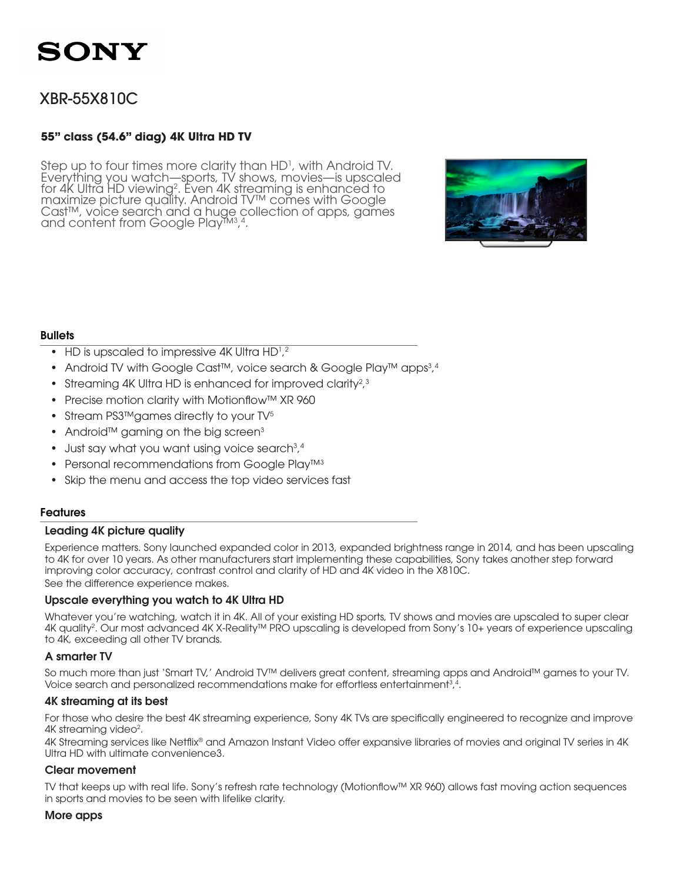SONY

# XBR-55X810C

### 55" class (54.6" diag) 4K Ultra HD TV

Step up to four times more clarity than HD[1], with Android TV. Everything you watch—sports, TV shows, movies—is upscaled for 4K Ultra HD viewing[2]. Even 4K streaming is enhanced to maximize picture quality. Android TV™ comes with Google Cast™, voice search and a huge collection of apps, games and content from Google Play™[3,4].

## Bullets

- HD is upscaled to impressive 4K Ultra HD[1,2]
- Android TV with Google Cast™, voice search & Google Play™ apps[3,4]
- Streaming 4K Ultra HD is enhanced for improved clarity[2,3]
- Precise motion clarity with Motionflow™ XR 960
- Stream PS3™games directly to your TV[5]
- Android™ gaming on the big screen[3]
- Just say what you want using voice search[3,4]
- Personal recommendations from Google Play™[3]
- Skip the menu and access the top video services fast

## Features

### Leading 4K picture quality

Experience matters. Sony launched expanded color in 2013, expanded brightness range in 2014, and has been upscaling to 4K for over 10 years. As other manufacturers start implementing these capabilities, Sony takes another step forward improving color accuracy, contrast control and clarity of HD and 4K video in the X810C.
See the difference experience makes.

### Upscale everything you watch to 4K Ultra HD

Whatever you're watching, watch it in 4K. All of your existing HD sports, TV shows and movies are upscaled to super clear 4K quality[2]. Our most advanced 4K X-Reality™ PRO upscaling is developed from Sony's 10+ years of experience upscaling to 4K, exceeding all other TV brands.

### A smarter TV

So much more than just 'Smart TV,' Android TV™ delivers great content, streaming apps and Android™ games to your TV. Voice search and personalized recommendations make for effortless entertainment[3,4].

### 4K streaming at its best

For those who desire the best 4K streaming experience, Sony 4K TVs are specifically engineered to recognize and improve 4K streaming video[2].
4K Streaming services like Netflix® and Amazon Instant Video offer expansive libraries of movies and original TV series in 4K Ultra HD with ultimate convenience3.

### Clear movement

TV that keeps up with real life. Sony's refresh rate technology (Motionflow™ XR 960) allows fast moving action sequences in sports and movies to be seen with lifelike clarity.

### More apps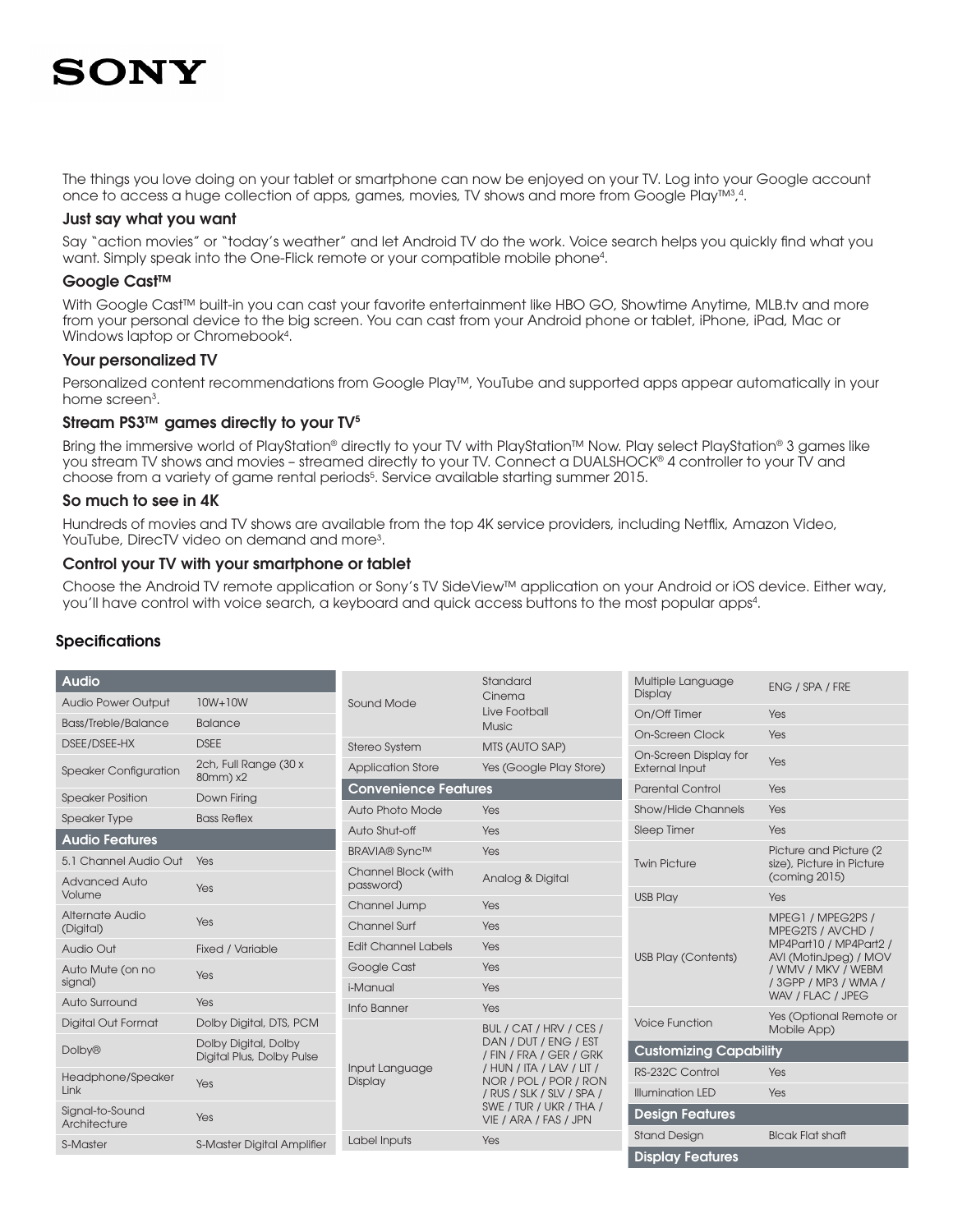The things you love doing on your tablet or smartphone can now be enjoyed on your TV. Log into your Google account once to access a huge collection of apps, games, movies, TV shows and more from Google Play™[3,4].

### Just say what you want

Say "action movies" or "today's weather" and let Android TV do the work. Voice search helps you quickly find what you want. Simply speak into the One-Flick remote or your compatible mobile phone[4].

### Google Cast™

With Google Cast™ built-in you can cast your favorite entertainment like HBO GO, Showtime Anytime, MLB.tv and more from your personal device to the big screen. You can cast from your Android phone or tablet, iPhone, iPad, Mac or Windows laptop or Chromebook[4].

### Your personalized TV

Personalized content recommendations from Google Play™, YouTube and supported apps appear automatically in your home screen[3].

### Stream PS3™ games directly to your TV[5]

Bring the immersive world of PlayStation® directly to your TV with PlayStation™ Now. Play select PlayStation® 3 games like you stream TV shows and movies – streamed directly to your TV. Connect a DUALSHOCK® 4 controller to your TV and choose from a variety of game rental periods[5]. Service available starting summer 2015.

### So much to see in 4K

Hundreds of movies and TV shows are available from the top 4K service providers, including Netflix, Amazon Video, YouTube, DirecTV video on demand and more[3].

### Control your TV with your smartphone or tablet

Choose the Android TV remote application or Sony's TV SideView™ application on your Android or iOS device. Either way, you'll have control with voice search, a keyboard and quick access buttons to the most popular apps[4].

## Specifications

| Audio | |
|---|---|
| Audio Power Output | 10W+10W |
| Bass/Treble/Balance | Balance |
| DSEE/DSEE-HX | DSEE |
| Speaker Configuration | 2ch, Full Range (30 x 80mm) x2 |
| Speaker Position | Down Firing |
| Speaker Type | Bass Reflex |

| Audio Features | |
|---|---|
| 5.1 Channel Audio Out | Yes |
| Advanced Auto Volume | Yes |
| Alternate Audio (Digital) | Yes |
| Audio Out | Fixed / Variable |
| Auto Mute (on no signal) | Yes |
| Auto Surround | Yes |
| Digital Out Format | Dolby Digital, DTS, PCM |
| Dolby® | Dolby Digital, Dolby Digital Plus, Dolby Pulse |
| Headphone/Speaker Link | Yes |
| Signal-to-Sound Architecture | Yes |
| S-Master | S-Master Digital Amplifier |
| Sound Mode | Standard<br>Cinema<br>Live Football<br>Music |
| Stereo System | MTS (AUTO SAP) |
| Application Store | Yes (Google Play Store) |

| Convenience Features | |
|---|---|
| Auto Photo Mode | Yes |
| Auto Shut-off | Yes |
| BRAVIA® Sync™ | Yes |
| Channel Block (with password) | Analog & Digital |
| Channel Jump | Yes |
| Channel Surf | Yes |
| Edit Channel Labels | Yes |
| Google Cast | Yes |
| i-Manual | Yes |
| Info Banner | Yes |
| Input Language Display | BUL / CAT / HRV / CES / DAN / DUT / ENG / EST / FIN / FRA / GER / GRK / HUN / ITA / LAV / LIT / NOR / POL / POR / RON / RUS / SLK / SLV / SPA / SWE / TUR / UKR / THA / VIE / ARA / FAS / JPN |
| Label Inputs | Yes |
| Multiple Language Display | ENG / SPA / FRE |
| On/Off Timer | Yes |
| On-Screen Clock | Yes |
| On-Screen Display for External Input | Yes |
| Parental Control | Yes |
| Show/Hide Channels | Yes |
| Sleep Timer | Yes |
| Twin Picture | Picture and Picture (2 size), Picture in Picture (coming 2015) |
| USB Play | Yes |
| USB Play (Contents) | MPEG1 / MPEG2PS / MPEG2TS / AVCHD / MP4Part10 / MP4Part2 / AVI (MotinJpeg) / MOV / WMV / MKV / WEBM / 3GPP / MP3 / WMA / WAV / FLAC / JPEG |
| Voice Function | Yes (Optional Remote or Mobile App) |

| Customizing Capability | |
|---|---|
| RS-232C Control | Yes |
| Illumination LED | Yes |

| Design Features | |
|---|---|
| Stand Design | Blcak Flat shaft |

| Display Features | |
|---|---|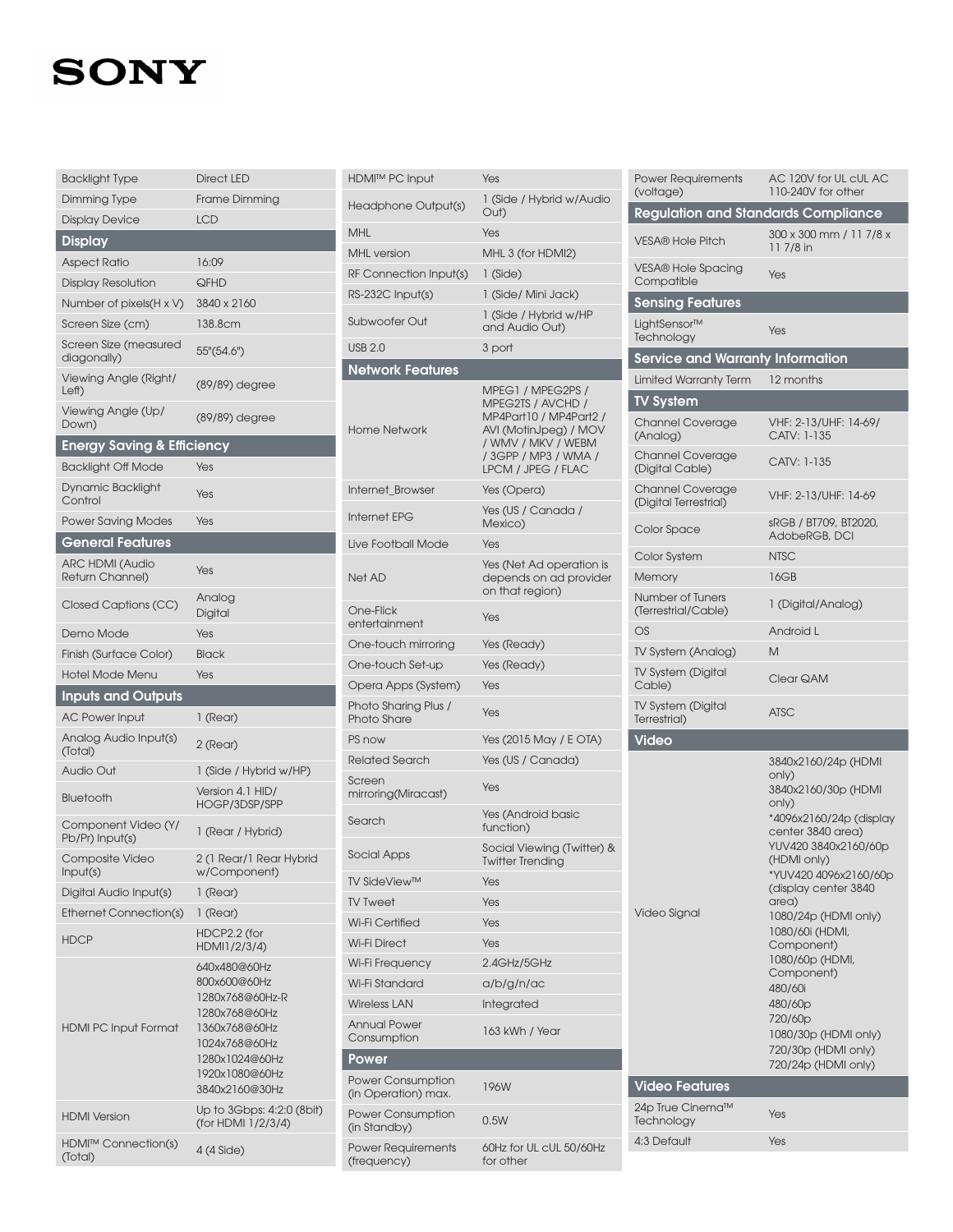# SONY

| | |
|---|---|
| Backlight Type | Direct LED |
| Dimming Type | Frame Dimming |
| Display Device | LCD |

## Display

| | |
|---|---|
| Aspect Ratio | 16:09 |
| Display Resolution | QFHD |
| Number of pixels(H x V) | 3840 x 2160 |
| Screen Size (cm) | 138.8cm |
| Screen Size (measured diagonally) | 55"(54.6") |
| Viewing Angle (Right/ Left) | (89/89) degree |
| Viewing Angle (Up/ Down) | (89/89) degree |

## Energy Saving & Efficiency

| | |
|---|---|
| Backlight Off Mode | Yes |
| Dynamic Backlight Control | Yes |
| Power Saving Modes | Yes |

## General Features

| | |
|---|---|
| ARC HDMI (Audio Return Channel) | Yes |
| Closed Captions (CC) | Analog Digital |
| Demo Mode | Yes |
| Finish (Surface Color) | Black |
| Hotel Mode Menu | Yes |

## Inputs and Outputs

| | |
|---|---|
| AC Power Input | 1 (Rear) |
| Analog Audio Input(s) (Total) | 2 (Rear) |
| Audio Out | 1 (Side / Hybrid w/HP) |
| Bluetooth | Version 4.1 HID/ HOGP/3DSP/SPP |
| Component Video (Y/ Pb/Pr) Input(s) | 1 (Rear / Hybrid) |
| Composite Video Input(s) | 2 (1 Rear/1 Rear Hybrid w/Component) |
| Digital Audio Input(s) | 1 (Rear) |
| Ethernet Connection(s) | 1 (Rear) |
| HDCP | HDCP2.2 (for HDMI1/2/3/4) |
| HDMI PC Input Format | 640x480@60Hz 800x600@60Hz 1280x768@60Hz-R 1280x768@60Hz 1360x768@60Hz 1024x768@60Hz 1280x1024@60Hz 1920x1080@60Hz 3840x2160@30Hz |
| HDMI Version | Up to 3Gbps: 4:2:0 (8bit) (for HDMI 1/2/3/4) |
| HDMI™ Connection(s) (Total) | 4 (4 Side) |
| HDMI™ PC Input | Yes |
| Headphone Output(s) | 1 (Side / Hybrid w/Audio Out) |
| MHL | Yes |
| MHL version | MHL 3 (for HDMI2) |
| RF Connection Input(s) | 1 (Side) |
| RS-232C Input(s) | 1 (Side/ Mini Jack) |
| Subwoofer Out | 1 (Side / Hybrid w/HP and Audio Out) |
| USB 2.0 | 3 port |

## Network Features

| | |
|---|---|
| Home Network | MPEG1 / MPEG2PS / MPEG2TS / AVCHD / MP4Part10 / MP4Part2 / AVI (MotinJpeg) / MOV / WMV / MKV / WEBM / 3GPP / MP3 / WMA / LPCM / JPEG / FLAC |
| Internet_Browser | Yes (Opera) |
| Internet EPG | Yes (US / Canada / Mexico) |
| Live Football Mode | Yes |
| Net AD | Yes (Net Ad operation is depends on ad provider on that region) |
| One-Flick entertainment | Yes |
| One-touch mirroring | Yes (Ready) |
| One-touch Set-up | Yes (Ready) |
| Opera Apps (System) | Yes |
| Photo Sharing Plus / Photo Share | Yes |
| PS now | Yes (2015 May / E OTA) |
| Related Search | Yes (US / Canada) |
| Screen mirroring(Miracast) | Yes |
| Search | Yes (Android basic function) |
| Social Apps | Social Viewing (Twitter) & Twitter Trending |
| TV SideView™ | Yes |
| TV Tweet | Yes |
| Wi-Fi Certified | Yes |
| Wi-Fi Direct | Yes |
| Wi-Fi Frequency | 2.4GHz/5GHz |
| Wi-Fi Standard | a/b/g/n/ac |
| Wireless LAN | Integrated |
| Annual Power Consumption | 163 kWh / Year |

## Power

| | |
|---|---|
| Power Consumption (in Operation) max. | 196W |
| Power Consumption (in Standby) | 0.5W |
| Power Requirements (frequency) | 60Hz for UL cUL 50/60Hz for other |
| Power Requirements (voltage) | AC 120V for UL cUL AC 110-240V for other |

## Regulation and Standards Compliance

| | |
|---|---|
| VESA® Hole Pitch | 300 x 300 mm / 11 7/8 x 11 7/8 in |
| VESA® Hole Spacing Compatible | Yes |

## Sensing Features

| | |
|---|---|
| LightSensor™ Technology | Yes |

## Service and Warranty Information

| | |
|---|---|
| Limited Warranty Term | 12 months |

## TV System

| | |
|---|---|
| Channel Coverage (Analog) | VHF: 2-13/UHF: 14-69/ CATV: 1-135 |
| Channel Coverage (Digital Cable) | CATV: 1-135 |
| Channel Coverage (Digital Terrestrial) | VHF: 2-13/UHF: 14-69 |
| Color Space | sRGB / BT709, BT2020, AdobeRGB, DCI |
| Color System | NTSC |
| Memory | 16GB |
| Number of Tuners (Terrestrial/Cable) | 1 (Digital/Analog) |
| OS | Android L |
| TV System (Analog) | M |
| TV System (Digital Cable) | Clear QAM |
| TV System (Digital Terrestrial) | ATSC |

## Video

| | |
|---|---|
| Video Signal | 3840x2160/24p (HDMI only) 3840x2160/30p (HDMI only) *4096x2160/24p (display center 3840 area) YUV420 3840x2160/60p (HDMI only) *YUV420 4096x2160/60p (display center 3840 area) 1080/24p (HDMI only) 1080/60i (HDMI, Component) 1080/60p (HDMI, Component) 480/60i 480/60p 720/60p 1080/30p (HDMI only) 720/30p (HDMI only) 720/24p (HDMI only) |

## Video Features

| | |
|---|---|
| 24p True Cinema™ Technology | Yes |
| 4:3 Default | Yes |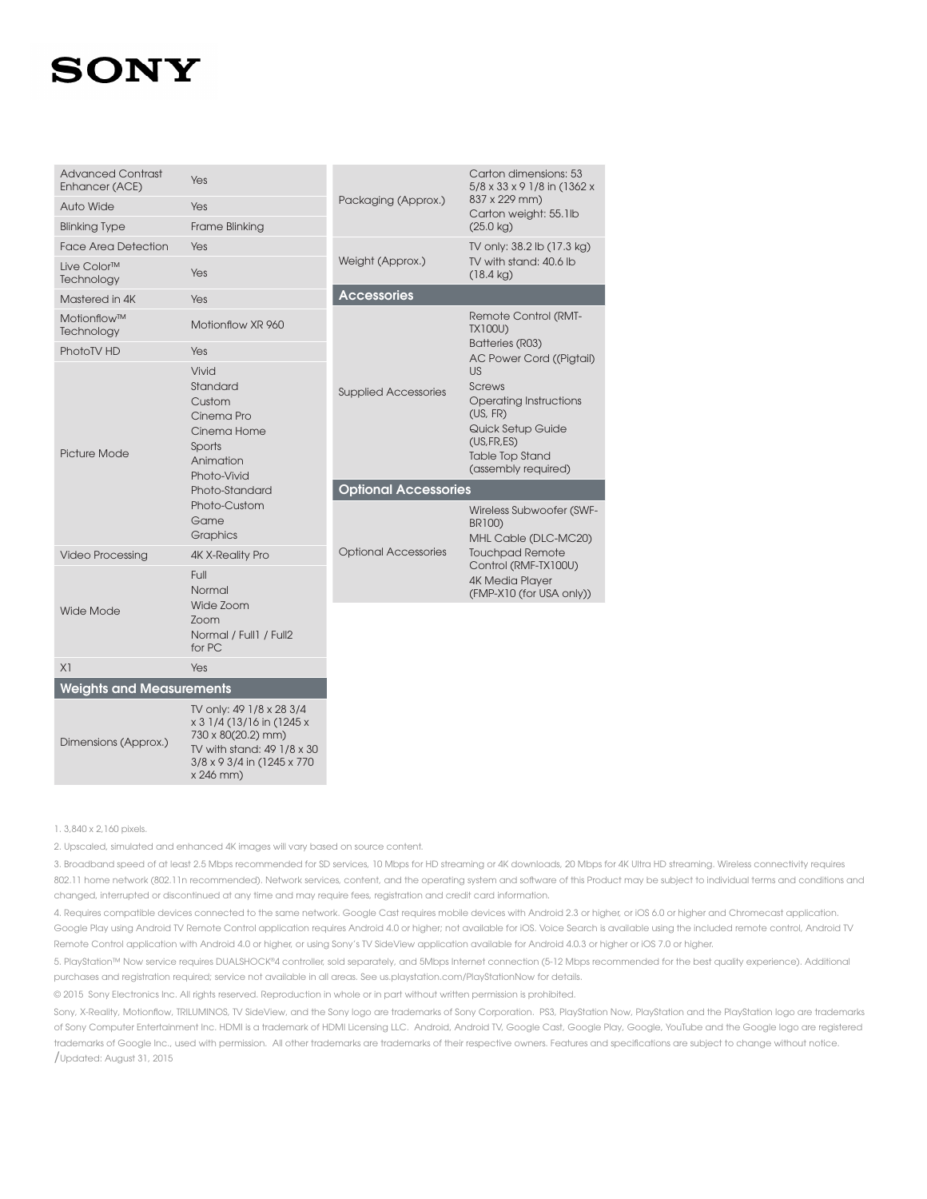# SONY

| | |
|---|---|
| Advanced Contrast Enhancer (ACE) | Yes |
| Auto Wide | Yes |
| Blinking Type | Frame Blinking |
| Face Area Detection | Yes |
| Live Color™ Technology | Yes |
| Mastered in 4K | Yes |
| Motionflow™ Technology | Motionflow XR 960 |
| PhotoTV HD | Yes |
| Picture Mode | Vivid<br>Standard<br>Custom<br>Cinema Pro<br>Cinema Home<br>Sports<br>Animation<br>Photo-Vivid<br>Photo-Standard<br>Photo-Custom<br>Game<br>Graphics |
| Video Processing | 4K X-Reality Pro |
| Wide Mode | Full<br>Normal<br>Wide Zoom<br>Zoom<br>Normal / Full1 / Full2 for PC |
| X1 | Yes |
| **Weights and Measurements** | |
| Dimensions (Approx.) | TV only: 49 1/8 x 28 3/4 x 3 1/4 (13/16 in (1245 x 730 x 80(20.2) mm)<br>TV with stand: 49 1/8 x 30 3/8 x 9 3/4 in (1245 x 770 x 246 mm) |
| Packaging (Approx.) | Carton dimensions: 53 5/8 x 33 x 9 1/8 in (1362 x 837 x 229 mm)<br>Carton weight: 55.1lb (25.0 kg) |
| Weight (Approx.) | TV only: 38.2 lb (17.3 kg)<br>TV with stand: 40.6 lb (18.4 kg) |
| **Accessories** | |
| Supplied Accessories | Remote Control (RMT-TX100U)<br>Batteries (R03)<br>AC Power Cord ((Pigtail) US<br>Screws<br>Operating Instructions (US, FR)<br>Quick Setup Guide (US,FR,ES)<br>Table Top Stand (assembly required) |
| **Optional Accessories** | |
| Optional Accessories | Wireless Subwoofer (SWF-BR100)<br>MHL Cable (DLC-MC20)<br>Touchpad Remote Control (RMF-TX100U)<br>4K Media Player (FMP-X10 (for USA only)) |

1. 3,840 x 2,160 pixels.

2. Upscaled, simulated and enhanced 4K images will vary based on source content.

3. Broadband speed of at least 2.5 Mbps recommended for SD services, 10 Mbps for HD streaming or 4K downloads, 20 Mbps for 4K Ultra HD streaming. Wireless connectivity requires 802.11 home network (802.11n recommended). Network services, content, and the operating system and software of this Product may be subject to individual terms and conditions and changed, interrupted or discontinued at any time and may require fees, registration and credit card information.

4. Requires compatible devices connected to the same network. Google Cast requires mobile devices with Android 2.3 or higher, or iOS 6.0 or higher and Chromecast application. Google Play using Android TV Remote Control application requires Android 4.0 or higher; not available for iOS. Voice Search is available using the included remote control, Android TV Remote Control application with Android 4.0 or higher, or using Sony's TV SideView application available for Android 4.0.3 or higher or iOS 7.0 or higher.

5. PlayStation™ Now service requires DUALSHOCK®4 controller, sold separately, and 5Mbps Internet connection (5-12 Mbps recommended for the best quality experience). Additional purchases and registration required; service not available in all areas. See us.playstation.com/PlayStationNow for details.

© 2015 Sony Electronics Inc. All rights reserved. Reproduction in whole or in part without written permission is prohibited.

Sony, X-Reality, Motionflow, TRILUMINOS, TV SideView, and the Sony logo are trademarks of Sony Corporation. PS3, PlayStation Now, PlayStation and the PlayStation logo are trademarks of Sony Computer Entertainment Inc. HDMI is a trademark of HDMI Licensing LLC. Android, Android TV, Google Cast, Google Play, Google, YouTube and the Google logo are registered trademarks of Google Inc., used with permission. All other trademarks are trademarks of their respective owners. Features and specifications are subject to change without notice.

/Updated: August 31, 2015